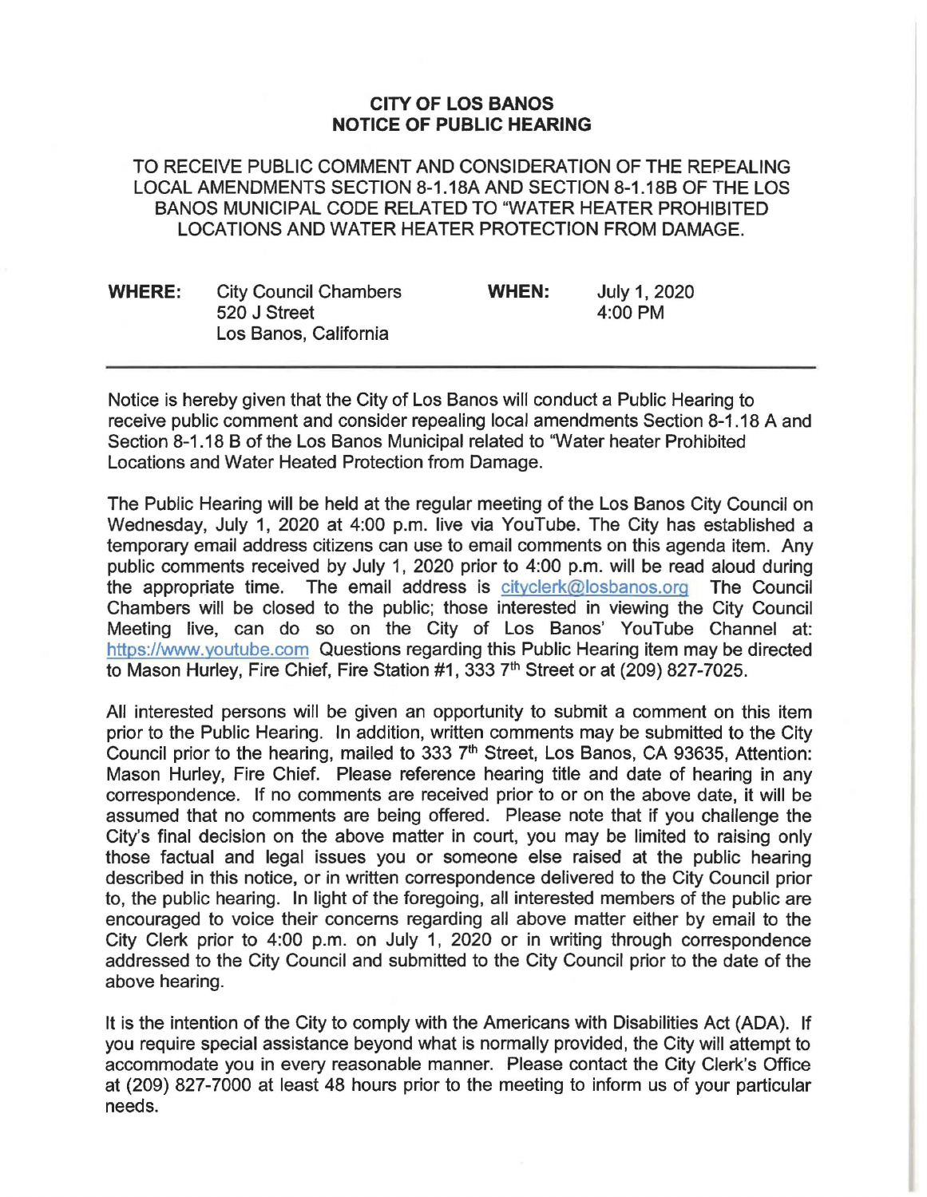# CITY OF LOS BANOS
# NOTICE OF PUBLIC HEARING

TO RECEIVE PUBLIC COMMENT AND CONSIDERATION OF THE REPEALING LOCAL AMENDMENTS SECTION 8-1.18A AND SECTION 8-1.18B OF THE LOS BANOS MUNICIPAL CODE RELATED TO "WATER HEATER PROHIBITED LOCATIONS AND WATER HEATER PROTECTION FROM DAMAGE.

| **WHERE:** | City Council Chambers<br>520 J Street<br>Los Banos, California | **WHEN:** | July 1, 2020<br>4:00 PM |
|---|---|---|---|

---

Notice is hereby given that the City of Los Banos will conduct a Public Hearing to receive public comment and consider repealing local amendments Section 8-1.18 A and Section 8-1.18 B of the Los Banos Municipal related to "Water heater Prohibited Locations and Water Heated Protection from Damage.

The Public Hearing will be held at the regular meeting of the Los Banos City Council on Wednesday, July 1, 2020 at 4:00 p.m. live via YouTube. The City has established a temporary email address citizens can use to email comments on this agenda item. Any public comments received by July 1, 2020 prior to 4:00 p.m. will be read aloud during the appropriate time. The email address is cityclerk@losbanos.org The Council Chambers will be closed to the public; those interested in viewing the City Council Meeting live, can do so on the City of Los Banos' YouTube Channel at: https://www.youtube.com Questions regarding this Public Hearing item may be directed to Mason Hurley, Fire Chief, Fire Station #1, 333 7th Street or at (209) 827-7025.

All interested persons will be given an opportunity to submit a comment on this item prior to the Public Hearing. In addition, written comments may be submitted to the City Council prior to the hearing, mailed to 333 7th Street, Los Banos, CA 93635, Attention: Mason Hurley, Fire Chief. Please reference hearing title and date of hearing in any correspondence. If no comments are received prior to or on the above date, it will be assumed that no comments are being offered. Please note that if you challenge the City's final decision on the above matter in court, you may be limited to raising only those factual and legal issues you or someone else raised at the public hearing described in this notice, or in written correspondence delivered to the City Council prior to, the public hearing. In light of the foregoing, all interested members of the public are encouraged to voice their concerns regarding all above matter either by email to the City Clerk prior to 4:00 p.m. on July 1, 2020 or in writing through correspondence addressed to the City Council and submitted to the City Council prior to the date of the above hearing.

It is the intention of the City to comply with the Americans with Disabilities Act (ADA). If you require special assistance beyond what is normally provided, the City will attempt to accommodate you in every reasonable manner. Please contact the City Clerk's Office at (209) 827-7000 at least 48 hours prior to the meeting to inform us of your particular needs.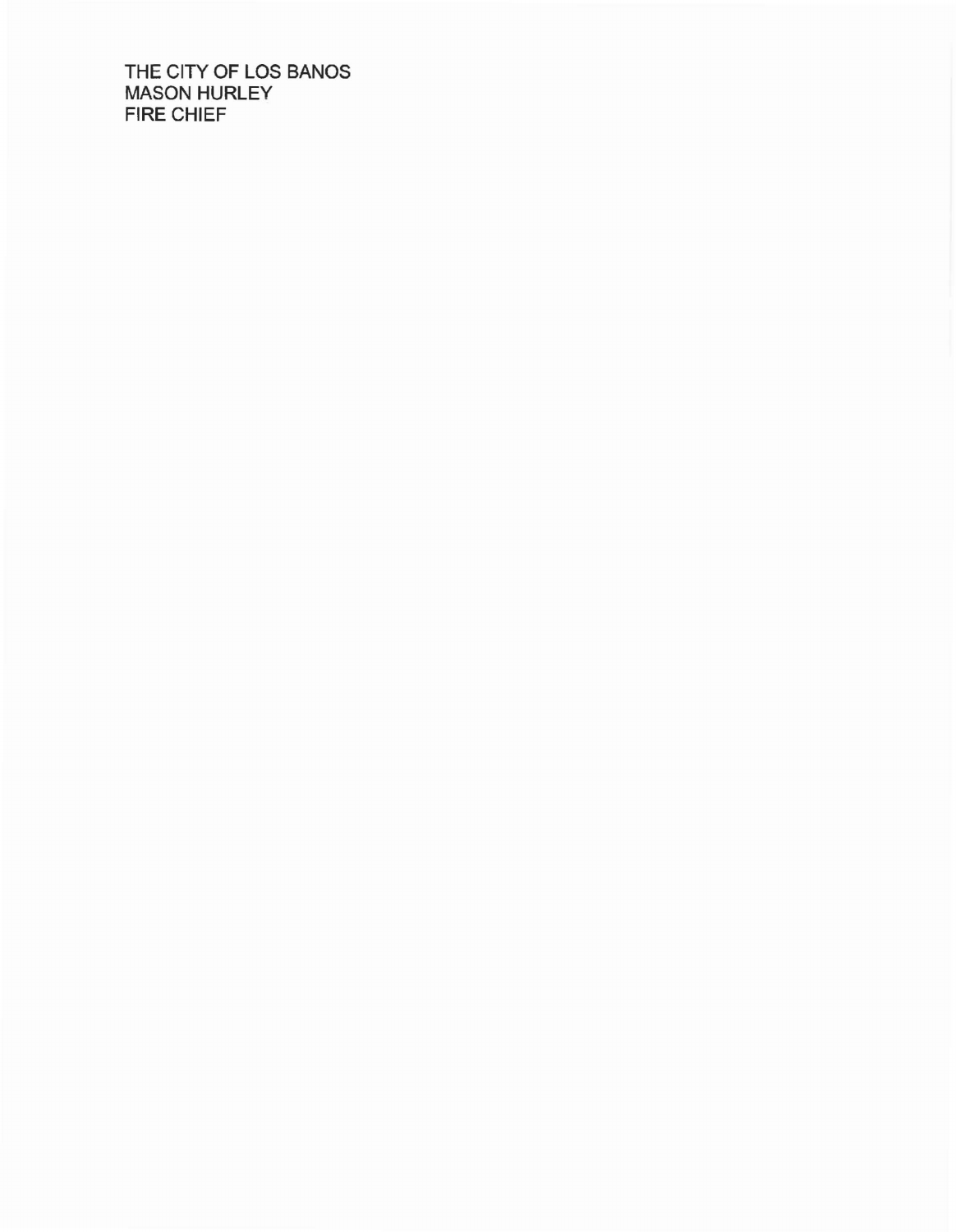THE CITY OF LOS BANOS
MASON HURLEY
FIRE CHIEF